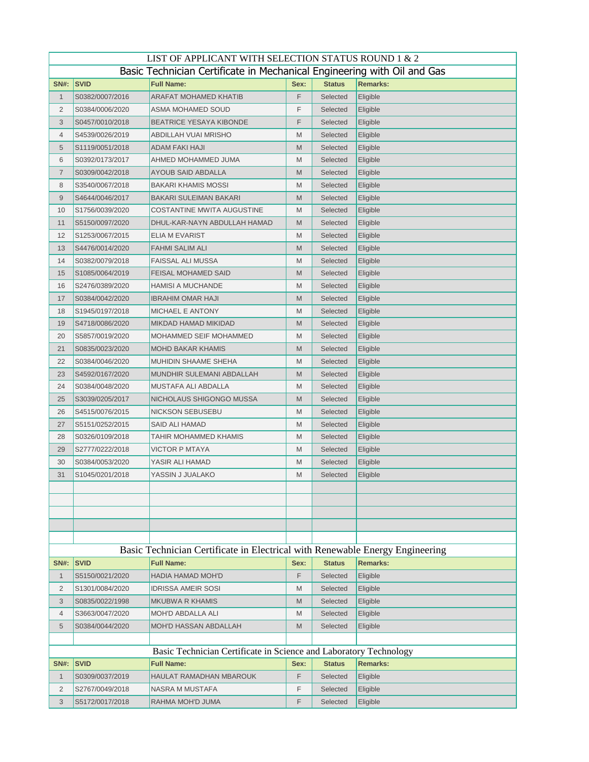# LIST OF APPLICANT WITH SELECTION STATUS ROUND 1 & 2

## Basic Technician Certificate in Mechanical Engineering with Oil and Gas

| SN#: | SVID | Full Name: | Sex: | Status | Remarks: |
|---|---|---|---|---|---|
| 1 | S0382/0007/2016 | ARAFAT MOHAMED KHATIB | F | Selected | Eligible |
| 2 | S0384/0006/2020 | ASMA MOHAMED SOUD | F | Selected | Eligible |
| 3 | S0457/0010/2018 | BEATRICE YESAYA KIBONDE | F | Selected | Eligible |
| 4 | S4539/0026/2019 | ABDILLAH VUAI MRISHO | M | Selected | Eligible |
| 5 | S1119/0051/2018 | ADAM FAKI HAJI | M | Selected | Eligible |
| 6 | S0392/0173/2017 | AHMED MOHAMMED JUMA | M | Selected | Eligible |
| 7 | S0309/0042/2018 | AYOUB SAID ABDALLA | M | Selected | Eligible |
| 8 | S3540/0067/2018 | BAKARI KHAMIS MOSSI | M | Selected | Eligible |
| 9 | S4644/0046/2017 | BAKARI SULEIMAN BAKARI | M | Selected | Eligible |
| 10 | S1756/0039/2020 | COSTANTINE MWITA AUGUSTINE | M | Selected | Eligible |
| 11 | S5150/0097/2020 | DHUL-KAR-NAYN ABDULLAH HAMAD | M | Selected | Eligible |
| 12 | S1253/0067/2015 | ELIA M EVARIST | M | Selected | Eligible |
| 13 | S4476/0014/2020 | FAHMI SALIM ALI | M | Selected | Eligible |
| 14 | S0382/0079/2018 | FAISSAL ALI MUSSA | M | Selected | Eligible |
| 15 | S1085/0064/2019 | FEISAL MOHAMED SAID | M | Selected | Eligible |
| 16 | S2476/0389/2020 | HAMISI A MUCHANDE | M | Selected | Eligible |
| 17 | S0384/0042/2020 | IBRAHIM OMAR HAJI | M | Selected | Eligible |
| 18 | S1945/0197/2018 | MICHAEL E ANTONY | M | Selected | Eligible |
| 19 | S4718/0086/2020 | MIKDAD HAMAD MIKIDAD | M | Selected | Eligible |
| 20 | S5857/0019/2020 | MOHAMMED SEIF MOHAMMED | M | Selected | Eligible |
| 21 | S0835/0023/2020 | MOHD BAKAR KHAMIS | M | Selected | Eligible |
| 22 | S0384/0046/2020 | MUHIDIN SHAAME SHEHA | M | Selected | Eligible |
| 23 | S4592/0167/2020 | MUNDHIR SULEMANI ABDALLAH | M | Selected | Eligible |
| 24 | S0384/0048/2020 | MUSTAFA ALI ABDALLA | M | Selected | Eligible |
| 25 | S3039/0205/2017 | NICHOLAUS SHIGONGO MUSSA | M | Selected | Eligible |
| 26 | S4515/0076/2015 | NICKSON SEBUSEBU | M | Selected | Eligible |
| 27 | S5151/0252/2015 | SAID ALI HAMAD | M | Selected | Eligible |
| 28 | S0326/0109/2018 | TAHIR MOHAMMED KHAMIS | M | Selected | Eligible |
| 29 | S2777/0222/2018 | VICTOR P MTAYA | M | Selected | Eligible |
| 30 | S0384/0053/2020 | YASIR ALI HAMAD | M | Selected | Eligible |
| 31 | S1045/0201/2018 | YASSIN J JUALAKO | M | Selected | Eligible |

## Basic Technician Certificate in Electrical with Renewable Energy Engineering

| SN#: | SVID | Full Name: | Sex: | Status | Remarks: |
|---|---|---|---|---|---|
| 1 | S5150/0021/2020 | HADIA HAMAD MOH'D | F | Selected | Eligible |
| 2 | S1301/0084/2020 | IDRISSA AMEIR SOSI | M | Selected | Eligible |
| 3 | S0835/0022/1998 | MKUBWA R KHAMIS | M | Selected | Eligible |
| 4 | S3663/0047/2020 | MOH'D ABDALLA ALI | M | Selected | Eligible |
| 5 | S0384/0044/2020 | MOH'D HASSAN ABDALLAH | M | Selected | Eligible |

## Basic Technician Certificate in Science and Laboratory Technology

| SN#: | SVID | Full Name: | Sex: | Status | Remarks: |
|---|---|---|---|---|---|
| 1 | S0309/0037/2019 | HAULAT RAMADHAN MBAROUK | F | Selected | Eligible |
| 2 | S2767/0049/2018 | NASRA M MUSTAFA | F | Selected | Eligible |
| 3 | S5172/0017/2018 | RAHMA MOH'D JUMA | F | Selected | Eligible |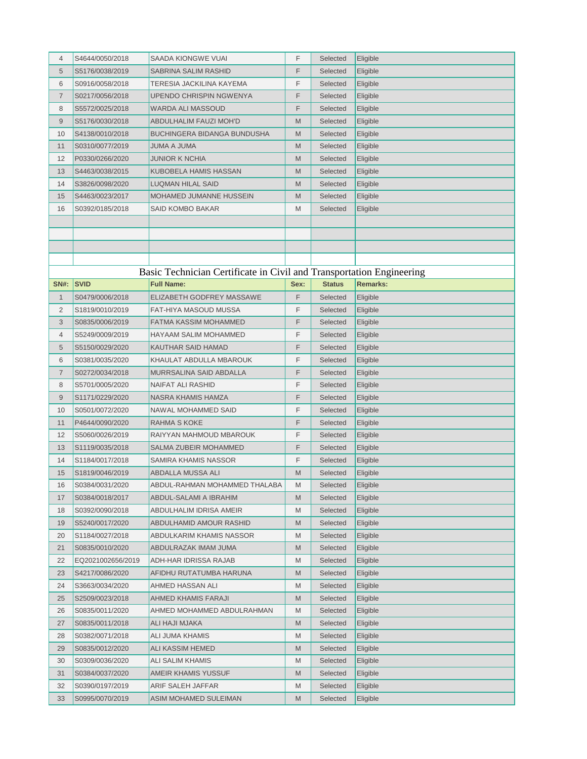| | | | | | |
|---|---|---|---|---|---|
| 4 | S4644/0050/2018 | SAADA KIONGWE VUAI | F | Selected | Eligible |
| 5 | S5176/0038/2019 | SABRINA SALIM RASHID | F | Selected | Eligible |
| 6 | S0916/0058/2018 | TERESIA JACKILINA KAYEMA | F | Selected | Eligible |
| 7 | S0217/0056/2018 | UPENDO CHRISPIN NGWENYA | F | Selected | Eligible |
| 8 | S5572/0025/2018 | WARDA ALI MASSOUD | F | Selected | Eligible |
| 9 | S5176/0030/2018 | ABDULHALIM FAUZI MOH'D | M | Selected | Eligible |
| 10 | S4138/0010/2018 | BUCHINGERA BIDANGA BUNDUSHA | M | Selected | Eligible |
| 11 | S0310/0077/2019 | JUMA A JUMA | M | Selected | Eligible |
| 12 | P0330/0266/2020 | JUNIOR K NCHIA | M | Selected | Eligible |
| 13 | S4463/0038/2015 | KUBOBELA HAMIS HASSAN | M | Selected | Eligible |
| 14 | S3826/0098/2020 | LUQMAN HILAL SAID | M | Selected | Eligible |
| 15 | S4463/0023/2017 | MOHAMED JUMANNE HUSSEIN | M | Selected | Eligible |
| 16 | S0392/0185/2018 | SAID KOMBO BAKAR | M | Selected | Eligible |

## Basic Technician Certificate in Civil and Transportation Engineering

| SN#: | SVID | Full Name: | Sex: | Status | Remarks: |
|---|---|---|---|---|---|
| 1 | S0479/0006/2018 | ELIZABETH GODFREY MASSAWE | F | Selected | Eligible |
| 2 | S1819/0010/2019 | FAT-HIYA MASOUD MUSSA | F | Selected | Eligible |
| 3 | S0835/0006/2019 | FATMA KASSIM MOHAMMED | F | Selected | Eligible |
| 4 | S5249/0009/2019 | HAYAAM SALIM MOHAMMED | F | Selected | Eligible |
| 5 | S5150/0029/2020 | KAUTHAR SAID HAMAD | F | Selected | Eligible |
| 6 | S0381/0035/2020 | KHAULAT ABDULLA MBAROUK | F | Selected | Eligible |
| 7 | S0272/0034/2018 | MURRSALINA SAID ABDALLA | F | Selected | Eligible |
| 8 | S5701/0005/2020 | NAIFAT ALI RASHID | F | Selected | Eligible |
| 9 | S1171/0229/2020 | NASRA KHAMIS HAMZA | F | Selected | Eligible |
| 10 | S0501/0072/2020 | NAWAL MOHAMMED SAID | F | Selected | Eligible |
| 11 | P4644/0090/2020 | RAHMA S KOKE | F | Selected | Eligible |
| 12 | S5060/0026/2019 | RAIYYAN MAHMOUD MBAROUK | F | Selected | Eligible |
| 13 | S1119/0035/2018 | SALMA ZUBEIR MOHAMMED | F | Selected | Eligible |
| 14 | S1184/0017/2018 | SAMIRA KHAMIS NASSOR | F | Selected | Eligible |
| 15 | S1819/0046/2019 | ABDALLA MUSSA ALI | M | Selected | Eligible |
| 16 | S0384/0031/2020 | ABDUL-RAHMAN MOHAMMED THALABA | M | Selected | Eligible |
| 17 | S0384/0018/2017 | ABDUL-SALAMI A IBRAHIM | M | Selected | Eligible |
| 18 | S0392/0090/2018 | ABDULHALIM IDRISA AMEIR | M | Selected | Eligible |
| 19 | S5240/0017/2020 | ABDULHAMID AMOUR RASHID | M | Selected | Eligible |
| 20 | S1184/0027/2018 | ABDULKARIM KHAMIS NASSOR | M | Selected | Eligible |
| 21 | S0835/0010/2020 | ABDULRAZAK IMAM JUMA | M | Selected | Eligible |
| 22 | EQ2021002656/2019 | ADH-HAR IDRISSA RAJAB | M | Selected | Eligible |
| 23 | S4217/0086/2020 | AFIDHU RUTATUMBA HARUNA | M | Selected | Eligible |
| 24 | S3663/0034/2020 | AHMED HASSAN ALI | M | Selected | Eligible |
| 25 | S2509/0023/2018 | AHMED KHAMIS FARAJI | M | Selected | Eligible |
| 26 | S0835/0011/2020 | AHMED MOHAMMED ABDULRAHMAN | M | Selected | Eligible |
| 27 | S0835/0011/2018 | ALI HAJI MJAKA | M | Selected | Eligible |
| 28 | S0382/0071/2018 | ALI JUMA KHAMIS | M | Selected | Eligible |
| 29 | S0835/0012/2020 | ALI KASSIM HEMED | M | Selected | Eligible |
| 30 | S0309/0036/2020 | ALI SALIM KHAMIS | M | Selected | Eligible |
| 31 | S0384/0037/2020 | AMEIR KHAMIS YUSSUF | M | Selected | Eligible |
| 32 | S0390/0197/2019 | ARIF SALEH JAFFAR | M | Selected | Eligible |
| 33 | S0995/0070/2019 | ASIM MOHAMED SULEIMAN | M | Selected | Eligible |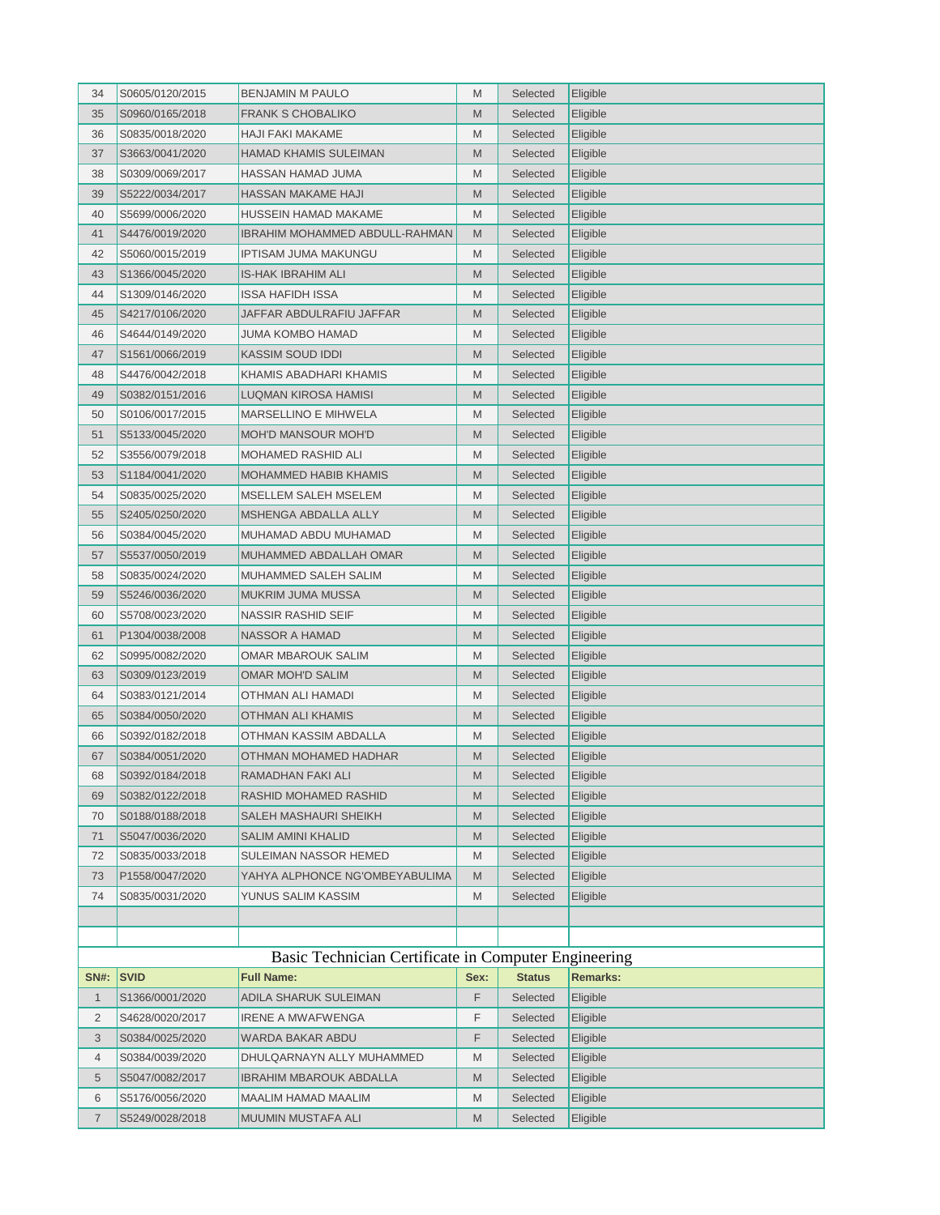| | | | | | |
|---|---|---|---|---|---|
| 34 | S0605/0120/2015 | BENJAMIN M PAULO | M | Selected | Eligible |
| 35 | S0960/0165/2018 | FRANK S CHOBALIKO | M | Selected | Eligible |
| 36 | S0835/0018/2020 | HAJI FAKI MAKAME | M | Selected | Eligible |
| 37 | S3663/0041/2020 | HAMAD KHAMIS SULEIMAN | M | Selected | Eligible |
| 38 | S0309/0069/2017 | HASSAN HAMAD JUMA | M | Selected | Eligible |
| 39 | S5222/0034/2017 | HASSAN MAKAME HAJI | M | Selected | Eligible |
| 40 | S5699/0006/2020 | HUSSEIN HAMAD MAKAME | M | Selected | Eligible |
| 41 | S4476/0019/2020 | IBRAHIM MOHAMMED ABDULL-RAHMAN | M | Selected | Eligible |
| 42 | S5060/0015/2019 | IPTISAM JUMA MAKUNGU | M | Selected | Eligible |
| 43 | S1366/0045/2020 | IS-HAK IBRAHIM ALI | M | Selected | Eligible |
| 44 | S1309/0146/2020 | ISSA HAFIDH ISSA | M | Selected | Eligible |
| 45 | S4217/0106/2020 | JAFFAR ABDULRAFIU JAFFAR | M | Selected | Eligible |
| 46 | S4644/0149/2020 | JUMA KOMBO HAMAD | M | Selected | Eligible |
| 47 | S1561/0066/2019 | KASSIM SOUD IDDI | M | Selected | Eligible |
| 48 | S4476/0042/2018 | KHAMIS ABADHARI KHAMIS | M | Selected | Eligible |
| 49 | S0382/0151/2016 | LUQMAN KIROSA HAMISI | M | Selected | Eligible |
| 50 | S0106/0017/2015 | MARSELLINO E MIHWELA | M | Selected | Eligible |
| 51 | S5133/0045/2020 | MOH'D MANSOUR MOH'D | M | Selected | Eligible |
| 52 | S3556/0079/2018 | MOHAMED RASHID ALI | M | Selected | Eligible |
| 53 | S1184/0041/2020 | MOHAMMED HABIB KHAMIS | M | Selected | Eligible |
| 54 | S0835/0025/2020 | MSELLEM SALEH MSELEM | M | Selected | Eligible |
| 55 | S2405/0250/2020 | MSHENGA ABDALLA ALLY | M | Selected | Eligible |
| 56 | S0384/0045/2020 | MUHAMAD ABDU MUHAMAD | M | Selected | Eligible |
| 57 | S5537/0050/2019 | MUHAMMED ABDALLAH OMAR | M | Selected | Eligible |
| 58 | S0835/0024/2020 | MUHAMMED SALEH SALIM | M | Selected | Eligible |
| 59 | S5246/0036/2020 | MUKRIM JUMA MUSSA | M | Selected | Eligible |
| 60 | S5708/0023/2020 | NASSIR RASHID SEIF | M | Selected | Eligible |
| 61 | P1304/0038/2008 | NASSOR A HAMAD | M | Selected | Eligible |
| 62 | S0995/0082/2020 | OMAR MBAROUK SALIM | M | Selected | Eligible |
| 63 | S0309/0123/2019 | OMAR MOH'D SALIM | M | Selected | Eligible |
| 64 | S0383/0121/2014 | OTHMAN ALI HAMADI | M | Selected | Eligible |
| 65 | S0384/0050/2020 | OTHMAN ALI KHAMIS | M | Selected | Eligible |
| 66 | S0392/0182/2018 | OTHMAN KASSIM ABDALLA | M | Selected | Eligible |
| 67 | S0384/0051/2020 | OTHMAN MOHAMED HADHAR | M | Selected | Eligible |
| 68 | S0392/0184/2018 | RAMADHAN FAKI ALI | M | Selected | Eligible |
| 69 | S0382/0122/2018 | RASHID MOHAMED RASHID | M | Selected | Eligible |
| 70 | S0188/0188/2018 | SALEH MASHAURI SHEIKH | M | Selected | Eligible |
| 71 | S5047/0036/2020 | SALIM AMINI KHALID | M | Selected | Eligible |
| 72 | S0835/0033/2018 | SULEIMAN NASSOR HEMED | M | Selected | Eligible |
| 73 | P1558/0047/2020 | YAHYA ALPHONCE NG'OMBEYABULIMA | M | Selected | Eligible |
| 74 | S0835/0031/2020 | YUNUS SALIM KASSIM | M | Selected | Eligible |

## Basic Technician Certificate in Computer Engineering

| SN#: | SVID | Full Name: | Sex: | Status | Remarks: |
|---|---|---|---|---|---|
| 1 | S1366/0001/2020 | ADILA SHARUK SULEIMAN | F | Selected | Eligible |
| 2 | S4628/0020/2017 | IRENE A MWAFWENGA | F | Selected | Eligible |
| 3 | S0384/0025/2020 | WARDA BAKAR ABDU | F | Selected | Eligible |
| 4 | S0384/0039/2020 | DHULQARNAYN ALLY MUHAMMED | M | Selected | Eligible |
| 5 | S5047/0082/2017 | IBRAHIM MBAROUK ABDALLA | M | Selected | Eligible |
| 6 | S5176/0056/2020 | MAALIM HAMAD MAALIM | M | Selected | Eligible |
| 7 | S5249/0028/2018 | MUUMIN MUSTAFA ALI | M | Selected | Eligible |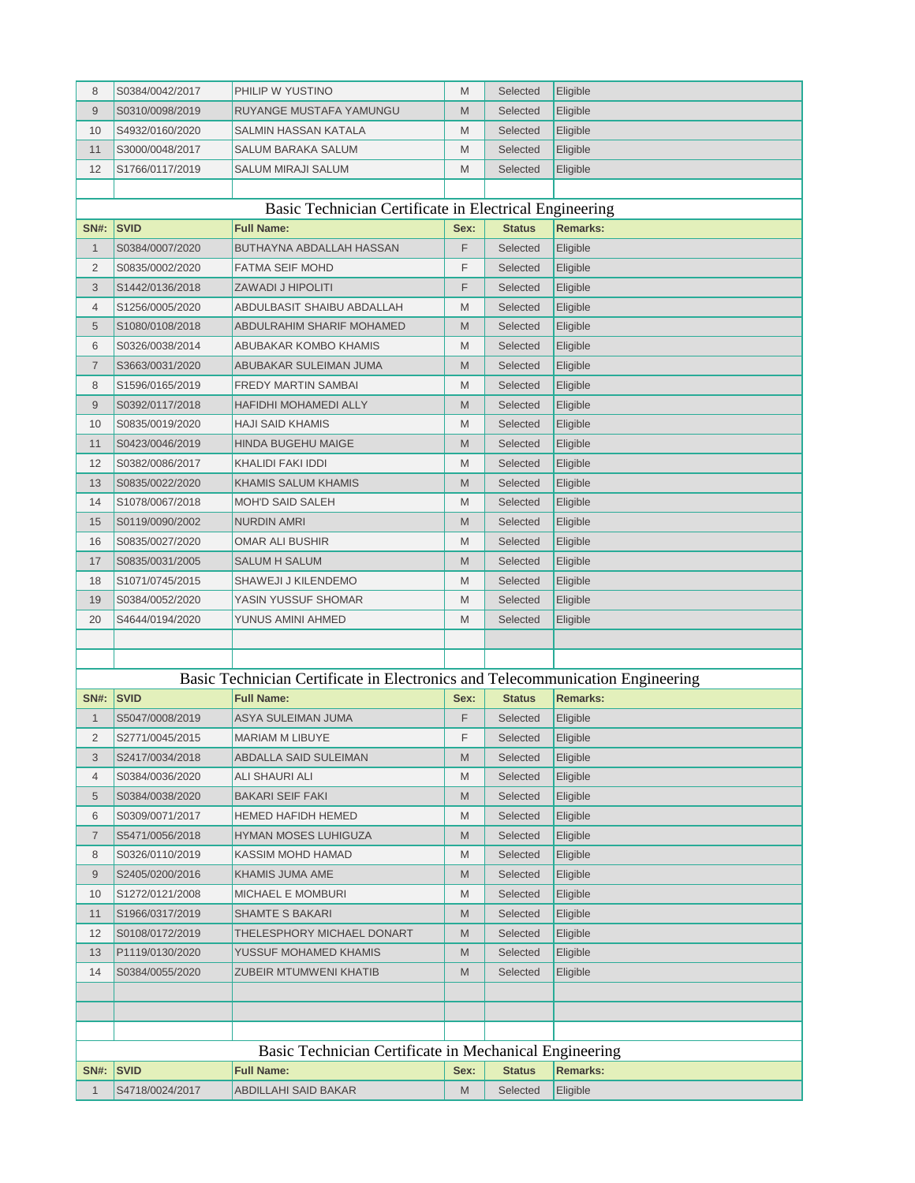| 8 | S0384/0042/2017 | PHILIP W YUSTINO | M | Selected | Eligible |
|---|---|---|---|---|---|
| 9 | S0310/0098/2019 | RUYANGE MUSTAFA YAMUNGU | M | Selected | Eligible |
| 10 | S4932/0160/2020 | SALMIN HASSAN KATALA | M | Selected | Eligible |
| 11 | S3000/0048/2017 | SALUM BARAKA SALUM | M | Selected | Eligible |
| 12 | S1766/0117/2019 | SALUM MIRAJI SALUM | M | Selected | Eligible |

## Basic Technician Certificate in Electrical Engineering

| SN#: | SVID | Full Name: | Sex: | Status | Remarks: |
|---|---|---|---|---|---|
| 1 | S0384/0007/2020 | BUTHAYNA ABDALLAH HASSAN | F | Selected | Eligible |
| 2 | S0835/0002/2020 | FATMA SEIF MOHD | F | Selected | Eligible |
| 3 | S1442/0136/2018 | ZAWADI J HIPOLITI | F | Selected | Eligible |
| 4 | S1256/0005/2020 | ABDULBASIT SHAIBU ABDALLAH | M | Selected | Eligible |
| 5 | S1080/0108/2018 | ABDULRAHIM SHARIF MOHAMED | M | Selected | Eligible |
| 6 | S0326/0038/2014 | ABUBAKAR KOMBO KHAMIS | M | Selected | Eligible |
| 7 | S3663/0031/2020 | ABUBAKAR SULEIMAN JUMA | M | Selected | Eligible |
| 8 | S1596/0165/2019 | FREDY MARTIN SAMBAI | M | Selected | Eligible |
| 9 | S0392/0117/2018 | HAFIDHI MOHAMEDI ALLY | M | Selected | Eligible |
| 10 | S0835/0019/2020 | HAJI SAID KHAMIS | M | Selected | Eligible |
| 11 | S0423/0046/2019 | HINDA BUGEHU MAIGE | M | Selected | Eligible |
| 12 | S0382/0086/2017 | KHALIDI FAKI IDDI | M | Selected | Eligible |
| 13 | S0835/0022/2020 | KHAMIS SALUM KHAMIS | M | Selected | Eligible |
| 14 | S1078/0067/2018 | MOH'D SAID SALEH | M | Selected | Eligible |
| 15 | S0119/0090/2002 | NURDIN AMRI | M | Selected | Eligible |
| 16 | S0835/0027/2020 | OMAR ALI BUSHIR | M | Selected | Eligible |
| 17 | S0835/0031/2005 | SALUM H SALUM | M | Selected | Eligible |
| 18 | S1071/0745/2015 | SHAWEJI J KILENDEMO | M | Selected | Eligible |
| 19 | S0384/0052/2020 | YASIN YUSSUF SHOMAR | M | Selected | Eligible |
| 20 | S4644/0194/2020 | YUNUS AMINI AHMED | M | Selected | Eligible |

## Basic Technician Certificate in Electronics and Telecommunication Engineering

| SN#: | SVID | Full Name: | Sex: | Status | Remarks: |
|---|---|---|---|---|---|
| 1 | S5047/0008/2019 | ASYA SULEIMAN JUMA | F | Selected | Eligible |
| 2 | S2771/0045/2015 | MARIAM M LIBUYE | F | Selected | Eligible |
| 3 | S2417/0034/2018 | ABDALLA SAID SULEIMAN | M | Selected | Eligible |
| 4 | S0384/0036/2020 | ALI SHAURI ALI | M | Selected | Eligible |
| 5 | S0384/0038/2020 | BAKARI SEIF FAKI | M | Selected | Eligible |
| 6 | S0309/0071/2017 | HEMED HAFIDH HEMED | M | Selected | Eligible |
| 7 | S5471/0056/2018 | HYMAN MOSES LUHIGUZA | M | Selected | Eligible |
| 8 | S0326/0110/2019 | KASSIM MOHD HAMAD | M | Selected | Eligible |
| 9 | S2405/0200/2016 | KHAMIS JUMA AME | M | Selected | Eligible |
| 10 | S1272/0121/2008 | MICHAEL E MOMBURI | M | Selected | Eligible |
| 11 | S1966/0317/2019 | SHAMTE S BAKARI | M | Selected | Eligible |
| 12 | S0108/0172/2019 | THELESPHORY MICHAEL DONART | M | Selected | Eligible |
| 13 | P1119/0130/2020 | YUSSUF MOHAMED KHAMIS | M | Selected | Eligible |
| 14 | S0384/0055/2020 | ZUBEIR MTUMWENI KHATIB | M | Selected | Eligible |

## Basic Technician Certificate in Mechanical Engineering

| SN#: | SVID | Full Name: | Sex: | Status | Remarks: |
|---|---|---|---|---|---|
| 1 | S4718/0024/2017 | ABDILLAHI SAID BAKAR | M | Selected | Eligible |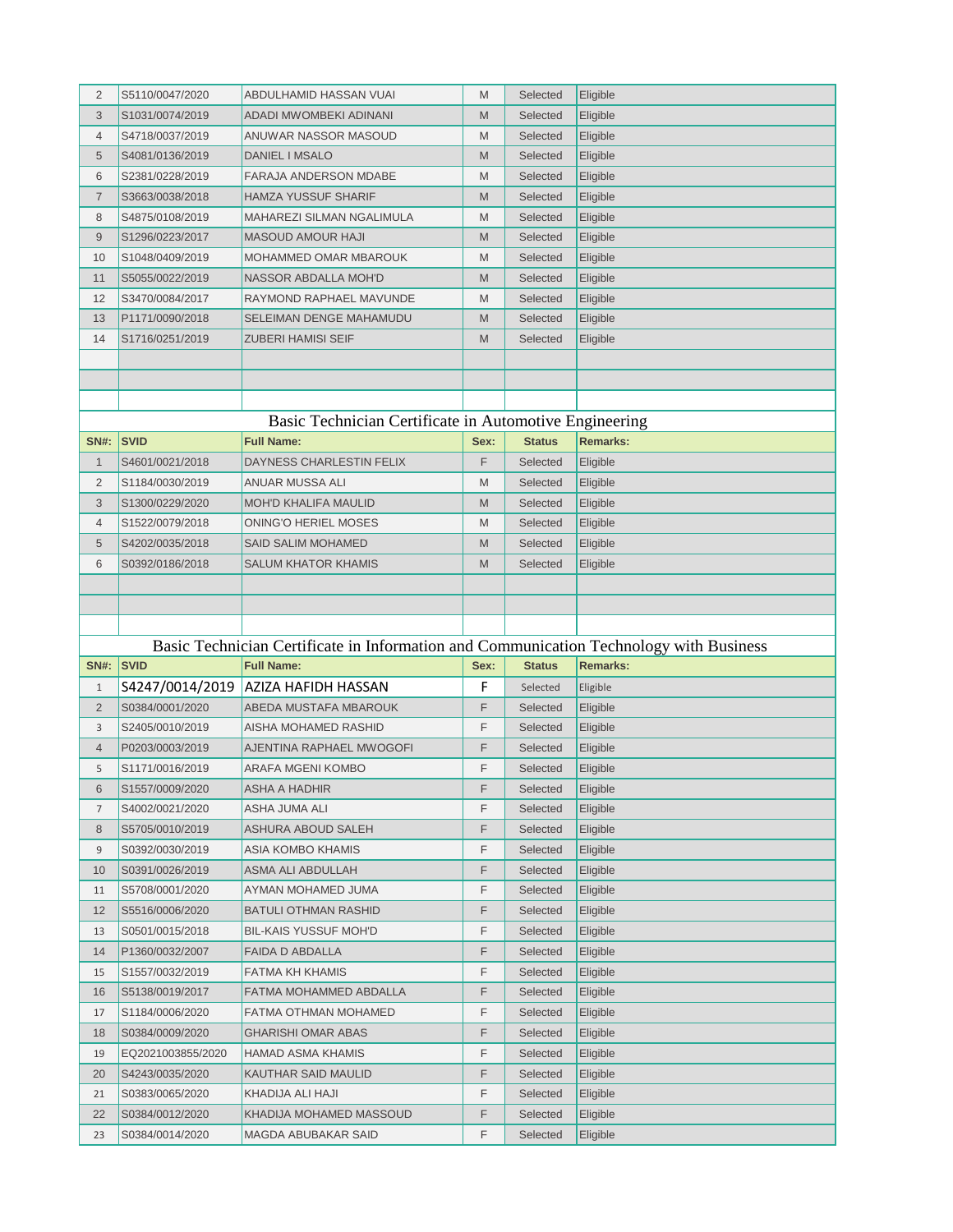| SN#: | SVID | Full Name: | Sex: | Status | Remarks: |
|---|---|---|---|---|---|
| 2 | S5110/0047/2020 | ABDULHAMID HASSAN VUAI | M | Selected | Eligible |
| 3 | S1031/0074/2019 | ADADI MWOMBEKI ADINANI | M | Selected | Eligible |
| 4 | S4718/0037/2019 | ANUWAR NASSOR MASOUD | M | Selected | Eligible |
| 5 | S4081/0136/2019 | DANIEL I MSALO | M | Selected | Eligible |
| 6 | S2381/0228/2019 | FARAJA ANDERSON MDABE | M | Selected | Eligible |
| 7 | S3663/0038/2018 | HAMZA YUSSUF SHARIF | M | Selected | Eligible |
| 8 | S4875/0108/2019 | MAHAREZI SILMAN NGALIMULA | M | Selected | Eligible |
| 9 | S1296/0223/2017 | MASOUD AMOUR HAJI | M | Selected | Eligible |
| 10 | S1048/0409/2019 | MOHAMMED OMAR MBAROUK | M | Selected | Eligible |
| 11 | S5055/0022/2019 | NASSOR ABDALLA MOH'D | M | Selected | Eligible |
| 12 | S3470/0084/2017 | RAYMOND RAPHAEL MAVUNDE | M | Selected | Eligible |
| 13 | P1171/0090/2018 | SELEIMAN DENGE MAHAMUDU | M | Selected | Eligible |
| 14 | S1716/0251/2019 | ZUBERI HAMISI SEIF | M | Selected | Eligible |

## Basic Technician Certificate in Automotive Engineering

| SN#: | SVID | Full Name: | Sex: | Status | Remarks: |
|---|---|---|---|---|---|
| 1 | S4601/0021/2018 | DAYNESS CHARLESTIN FELIX | F | Selected | Eligible |
| 2 | S1184/0030/2019 | ANUAR MUSSA ALI | M | Selected | Eligible |
| 3 | S1300/0229/2020 | MOH'D KHALIFA MAULID | M | Selected | Eligible |
| 4 | S1522/0079/2018 | ONING'O HERIEL MOSES | M | Selected | Eligible |
| 5 | S4202/0035/2018 | SAID SALIM MOHAMED | M | Selected | Eligible |
| 6 | S0392/0186/2018 | SALUM KHATOR KHAMIS | M | Selected | Eligible |

## Basic Technician Certificate in Information and Communication Technology with Business

| SN#: | SVID | Full Name: | Sex: | Status | Remarks: |
|---|---|---|---|---|---|
| 1 | S4247/0014/2019 | AZIZA HAFIDH HASSAN | F | Selected | Eligible |
| 2 | S0384/0001/2020 | ABEDA MUSTAFA MBAROUK | F | Selected | Eligible |
| 3 | S2405/0010/2019 | AISHA MOHAMED RASHID | F | Selected | Eligible |
| 4 | P0203/0003/2019 | AJENTINA RAPHAEL MWOGOFI | F | Selected | Eligible |
| 5 | S1171/0016/2019 | ARAFA MGENI KOMBO | F | Selected | Eligible |
| 6 | S1557/0009/2020 | ASHA A HADHIR | F | Selected | Eligible |
| 7 | S4002/0021/2020 | ASHA JUMA ALI | F | Selected | Eligible |
| 8 | S5705/0010/2019 | ASHURA ABOUD SALEH | F | Selected | Eligible |
| 9 | S0392/0030/2019 | ASIA KOMBO KHAMIS | F | Selected | Eligible |
| 10 | S0391/0026/2019 | ASMA ALI ABDULLAH | F | Selected | Eligible |
| 11 | S5708/0001/2020 | AYMAN MOHAMED JUMA | F | Selected | Eligible |
| 12 | S5516/0006/2020 | BATULI OTHMAN RASHID | F | Selected | Eligible |
| 13 | S0501/0015/2018 | BIL-KAIS YUSSUF MOH'D | F | Selected | Eligible |
| 14 | P1360/0032/2007 | FAIDA D ABDALLA | F | Selected | Eligible |
| 15 | S1557/0032/2019 | FATMA KH KHAMIS | F | Selected | Eligible |
| 16 | S5138/0019/2017 | FATMA MOHAMMED ABDALLA | F | Selected | Eligible |
| 17 | S1184/0006/2020 | FATMA OTHMAN MOHAMED | F | Selected | Eligible |
| 18 | S0384/0009/2020 | GHARISHI OMAR ABAS | F | Selected | Eligible |
| 19 | EQ2021003855/2020 | HAMAD ASMA KHAMIS | F | Selected | Eligible |
| 20 | S4243/0035/2020 | KAUTHAR SAID MAULID | F | Selected | Eligible |
| 21 | S0383/0065/2020 | KHADIJA ALI HAJI | F | Selected | Eligible |
| 22 | S0384/0012/2020 | KHADIJA MOHAMED MASSOUD | F | Selected | Eligible |
| 23 | S0384/0014/2020 | MAGDA ABUBAKAR SAID | F | Selected | Eligible |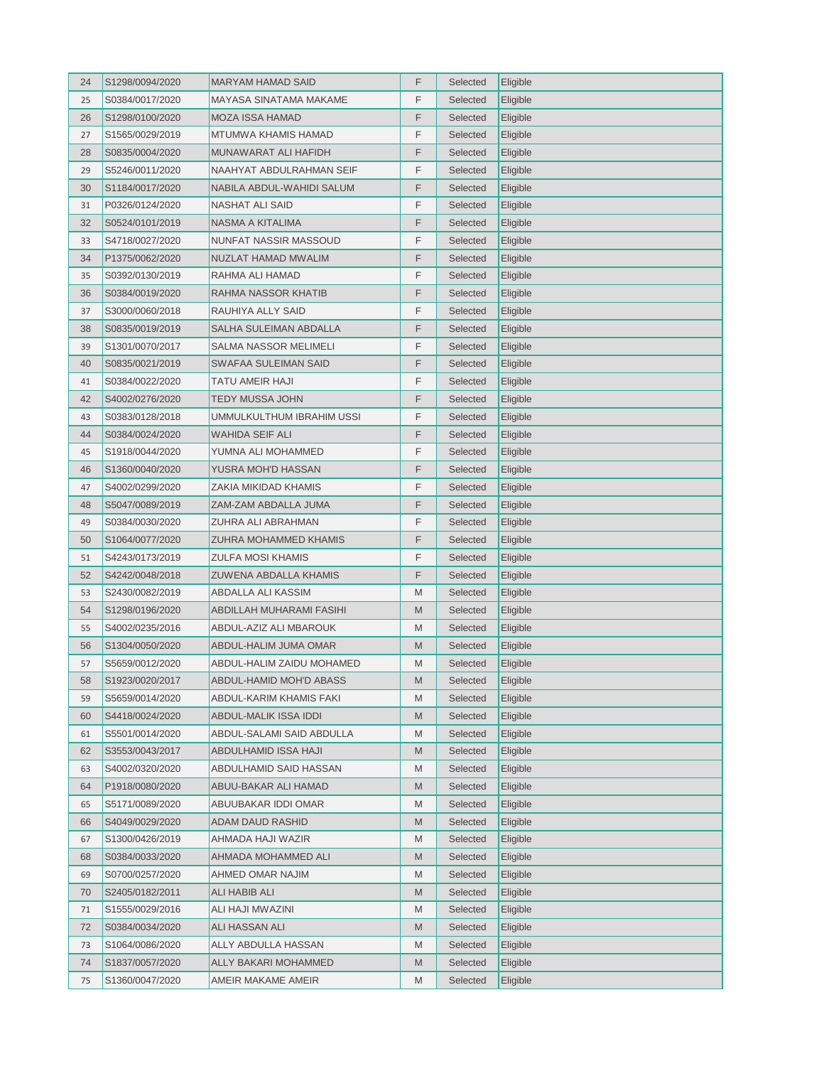| 24 | S1298/0094/2020 | MARYAM HAMAD SAID | F | Selected | Eligible |
|---|---|---|---|---|---|
| 25 | S0384/0017/2020 | MAYASA SINATAMA MAKAME | F | Selected | Eligible |
| 26 | S1298/0100/2020 | MOZA ISSA HAMAD | F | Selected | Eligible |
| 27 | S1565/0029/2019 | MTUMWA KHAMIS HAMAD | F | Selected | Eligible |
| 28 | S0835/0004/2020 | MUNAWARAT ALI HAFIDH | F | Selected | Eligible |
| 29 | S5246/0011/2020 | NAAHYAT ABDULRAHMAN SEIF | F | Selected | Eligible |
| 30 | S1184/0017/2020 | NABILA ABDUL-WAHIDI SALUM | F | Selected | Eligible |
| 31 | P0326/0124/2020 | NASHAT ALI SAID | F | Selected | Eligible |
| 32 | S0524/0101/2019 | NASMA A KITALIMA | F | Selected | Eligible |
| 33 | S4718/0027/2020 | NUNFAT NASSIR MASSOUD | F | Selected | Eligible |
| 34 | P1375/0062/2020 | NUZLAT HAMAD MWALIM | F | Selected | Eligible |
| 35 | S0392/0130/2019 | RAHMA ALI HAMAD | F | Selected | Eligible |
| 36 | S0384/0019/2020 | RAHMA NASSOR KHATIB | F | Selected | Eligible |
| 37 | S3000/0060/2018 | RAUHIYA ALLY SAID | F | Selected | Eligible |
| 38 | S0835/0019/2019 | SALHA SULEIMAN ABDALLA | F | Selected | Eligible |
| 39 | S1301/0070/2017 | SALMA NASSOR MELIMELI | F | Selected | Eligible |
| 40 | S0835/0021/2019 | SWAFAA SULEIMAN SAID | F | Selected | Eligible |
| 41 | S0384/0022/2020 | TATU AMEIR HAJI | F | Selected | Eligible |
| 42 | S4002/0276/2020 | TEDY MUSSA JOHN | F | Selected | Eligible |
| 43 | S0383/0128/2018 | UMMULKULTHUM IBRAHIM USSI | F | Selected | Eligible |
| 44 | S0384/0024/2020 | WAHIDA SEIF ALI | F | Selected | Eligible |
| 45 | S1918/0044/2020 | YUMNA ALI MOHAMMED | F | Selected | Eligible |
| 46 | S1360/0040/2020 | YUSRA MOH'D HASSAN | F | Selected | Eligible |
| 47 | S4002/0299/2020 | ZAKIA MIKIDAD KHAMIS | F | Selected | Eligible |
| 48 | S5047/0089/2019 | ZAM-ZAM ABDALLA JUMA | F | Selected | Eligible |
| 49 | S0384/0030/2020 | ZUHRA ALI ABRAHMAN | F | Selected | Eligible |
| 50 | S1064/0077/2020 | ZUHRA MOHAMMED KHAMIS | F | Selected | Eligible |
| 51 | S4243/0173/2019 | ZULFA MOSI KHAMIS | F | Selected | Eligible |
| 52 | S4242/0048/2018 | ZUWENA ABDALLA KHAMIS | F | Selected | Eligible |
| 53 | S2430/0082/2019 | ABDALLA ALI KASSIM | M | Selected | Eligible |
| 54 | S1298/0196/2020 | ABDILLAH MUHARAMI FASIHI | M | Selected | Eligible |
| 55 | S4002/0235/2016 | ABDUL-AZIZ ALI MBAROUK | M | Selected | Eligible |
| 56 | S1304/0050/2020 | ABDUL-HALIM JUMA OMAR | M | Selected | Eligible |
| 57 | S5659/0012/2020 | ABDUL-HALIM ZAIDU MOHAMED | M | Selected | Eligible |
| 58 | S1923/0020/2017 | ABDUL-HAMID MOH'D ABASS | M | Selected | Eligible |
| 59 | S5659/0014/2020 | ABDUL-KARIM KHAMIS FAKI | M | Selected | Eligible |
| 60 | S4418/0024/2020 | ABDUL-MALIK ISSA IDDI | M | Selected | Eligible |
| 61 | S5501/0014/2020 | ABDUL-SALAMI SAID ABDULLA | M | Selected | Eligible |
| 62 | S3553/0043/2017 | ABDULHAMID ISSA HAJI | M | Selected | Eligible |
| 63 | S4002/0320/2020 | ABDULHAMID SAID HASSAN | M | Selected | Eligible |
| 64 | P1918/0080/2020 | ABUU-BAKAR ALI HAMAD | M | Selected | Eligible |
| 65 | S5171/0089/2020 | ABUUBAKAR IDDI OMAR | M | Selected | Eligible |
| 66 | S4049/0029/2020 | ADAM DAUD RASHID | M | Selected | Eligible |
| 67 | S1300/0426/2019 | AHMADA HAJI WAZIR | M | Selected | Eligible |
| 68 | S0384/0033/2020 | AHMADA MOHAMMED ALI | M | Selected | Eligible |
| 69 | S0700/0257/2020 | AHMED OMAR NAJIM | M | Selected | Eligible |
| 70 | S2405/0182/2011 | ALI HABIB ALI | M | Selected | Eligible |
| 71 | S1555/0029/2016 | ALI HAJI MWAZINI | M | Selected | Eligible |
| 72 | S0384/0034/2020 | ALI HASSAN ALI | M | Selected | Eligible |
| 73 | S1064/0086/2020 | ALLY ABDULLA HASSAN | M | Selected | Eligible |
| 74 | S1837/0057/2020 | ALLY BAKARI MOHAMMED | M | Selected | Eligible |
| 75 | S1360/0047/2020 | AMEIR MAKAME AMEIR | M | Selected | Eligible |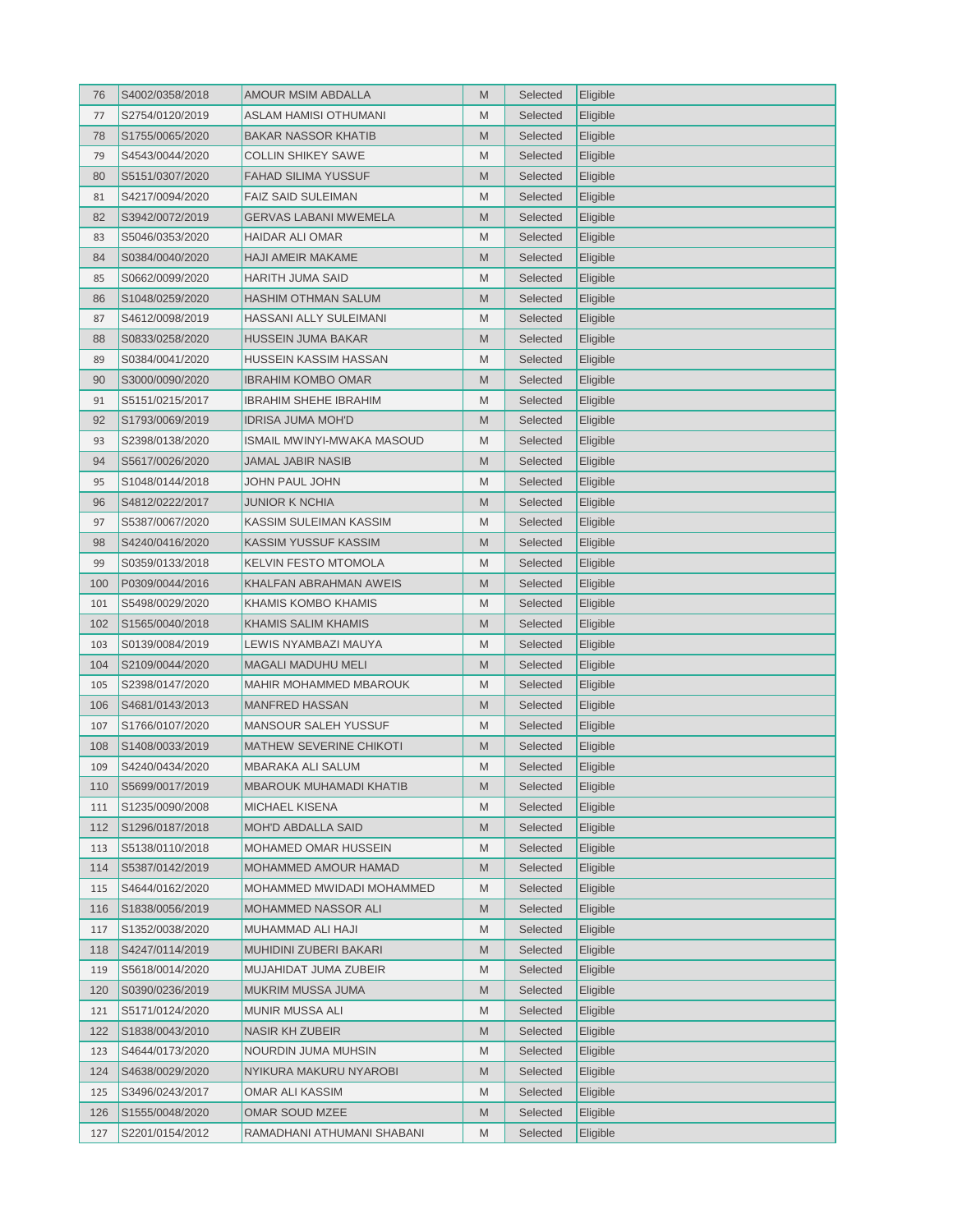| 76 | S4002/0358/2018 | AMOUR MSIM ABDALLA | M | Selected | Eligible |
|---|---|---|---|---|---|
| 77 | S2754/0120/2019 | ASLAM HAMISI OTHUMANI | M | Selected | Eligible |
| 78 | S1755/0065/2020 | BAKAR NASSOR KHATIB | M | Selected | Eligible |
| 79 | S4543/0044/2020 | COLLIN SHIKEY SAWE | M | Selected | Eligible |
| 80 | S5151/0307/2020 | FAHAD SILIMA YUSSUF | M | Selected | Eligible |
| 81 | S4217/0094/2020 | FAIZ SAID SULEIMAN | M | Selected | Eligible |
| 82 | S3942/0072/2019 | GERVAS LABANI MWEMELA | M | Selected | Eligible |
| 83 | S5046/0353/2020 | HAIDAR ALI OMAR | M | Selected | Eligible |
| 84 | S0384/0040/2020 | HAJI AMEIR MAKAME | M | Selected | Eligible |
| 85 | S0662/0099/2020 | HARITH JUMA SAID | M | Selected | Eligible |
| 86 | S1048/0259/2020 | HASHIM OTHMAN SALUM | M | Selected | Eligible |
| 87 | S4612/0098/2019 | HASSANI ALLY SULEIMANI | M | Selected | Eligible |
| 88 | S0833/0258/2020 | HUSSEIN JUMA BAKAR | M | Selected | Eligible |
| 89 | S0384/0041/2020 | HUSSEIN KASSIM HASSAN | M | Selected | Eligible |
| 90 | S3000/0090/2020 | IBRAHIM KOMBO OMAR | M | Selected | Eligible |
| 91 | S5151/0215/2017 | IBRAHIM SHEHE IBRAHIM | M | Selected | Eligible |
| 92 | S1793/0069/2019 | IDRISA JUMA MOH'D | M | Selected | Eligible |
| 93 | S2398/0138/2020 | ISMAIL MWINYI-MWAKA MASOUD | M | Selected | Eligible |
| 94 | S5617/0026/2020 | JAMAL JABIR NASIB | M | Selected | Eligible |
| 95 | S1048/0144/2018 | JOHN PAUL JOHN | M | Selected | Eligible |
| 96 | S4812/0222/2017 | JUNIOR K NCHIA | M | Selected | Eligible |
| 97 | S5387/0067/2020 | KASSIM SULEIMAN KASSIM | M | Selected | Eligible |
| 98 | S4240/0416/2020 | KASSIM YUSSUF KASSIM | M | Selected | Eligible |
| 99 | S0359/0133/2018 | KELVIN FESTO MTOMOLA | M | Selected | Eligible |
| 100 | P0309/0044/2016 | KHALFAN ABRAHMAN AWEIS | M | Selected | Eligible |
| 101 | S5498/0029/2020 | KHAMIS KOMBO KHAMIS | M | Selected | Eligible |
| 102 | S1565/0040/2018 | KHAMIS SALIM KHAMIS | M | Selected | Eligible |
| 103 | S0139/0084/2019 | LEWIS NYAMBAZI MAUYA | M | Selected | Eligible |
| 104 | S2109/0044/2020 | MAGALI MADUHU MELI | M | Selected | Eligible |
| 105 | S2398/0147/2020 | MAHIR MOHAMMED MBAROUK | M | Selected | Eligible |
| 106 | S4681/0143/2013 | MANFRED HASSAN | M | Selected | Eligible |
| 107 | S1766/0107/2020 | MANSOUR SALEH YUSSUF | M | Selected | Eligible |
| 108 | S1408/0033/2019 | MATHEW SEVERINE CHIKOTI | M | Selected | Eligible |
| 109 | S4240/0434/2020 | MBARAKA ALI SALUM | M | Selected | Eligible |
| 110 | S5699/0017/2019 | MBAROUK MUHAMADI KHATIB | M | Selected | Eligible |
| 111 | S1235/0090/2008 | MICHAEL KISENA | M | Selected | Eligible |
| 112 | S1296/0187/2018 | MOH'D ABDALLA SAID | M | Selected | Eligible |
| 113 | S5138/0110/2018 | MOHAMED OMAR HUSSEIN | M | Selected | Eligible |
| 114 | S5387/0142/2019 | MOHAMMED AMOUR HAMAD | M | Selected | Eligible |
| 115 | S4644/0162/2020 | MOHAMMED MWIDADI MOHAMMED | M | Selected | Eligible |
| 116 | S1838/0056/2019 | MOHAMMED NASSOR ALI | M | Selected | Eligible |
| 117 | S1352/0038/2020 | MUHAMMAD ALI HAJI | M | Selected | Eligible |
| 118 | S4247/0114/2019 | MUHIDINI ZUBERI BAKARI | M | Selected | Eligible |
| 119 | S5618/0014/2020 | MUJAHIDAT JUMA ZUBEIR | M | Selected | Eligible |
| 120 | S0390/0236/2019 | MUKRIM MUSSA JUMA | M | Selected | Eligible |
| 121 | S5171/0124/2020 | MUNIR MUSSA ALI | M | Selected | Eligible |
| 122 | S1838/0043/2010 | NASIR KH ZUBEIR | M | Selected | Eligible |
| 123 | S4644/0173/2020 | NOURDIN JUMA MUHSIN | M | Selected | Eligible |
| 124 | S4638/0029/2020 | NYIKURA MAKURU NYAROBI | M | Selected | Eligible |
| 125 | S3496/0243/2017 | OMAR ALI KASSIM | M | Selected | Eligible |
| 126 | S1555/0048/2020 | OMAR SOUD MZEE | M | Selected | Eligible |
| 127 | S2201/0154/2012 | RAMADHANI ATHUMANI SHABANI | M | Selected | Eligible |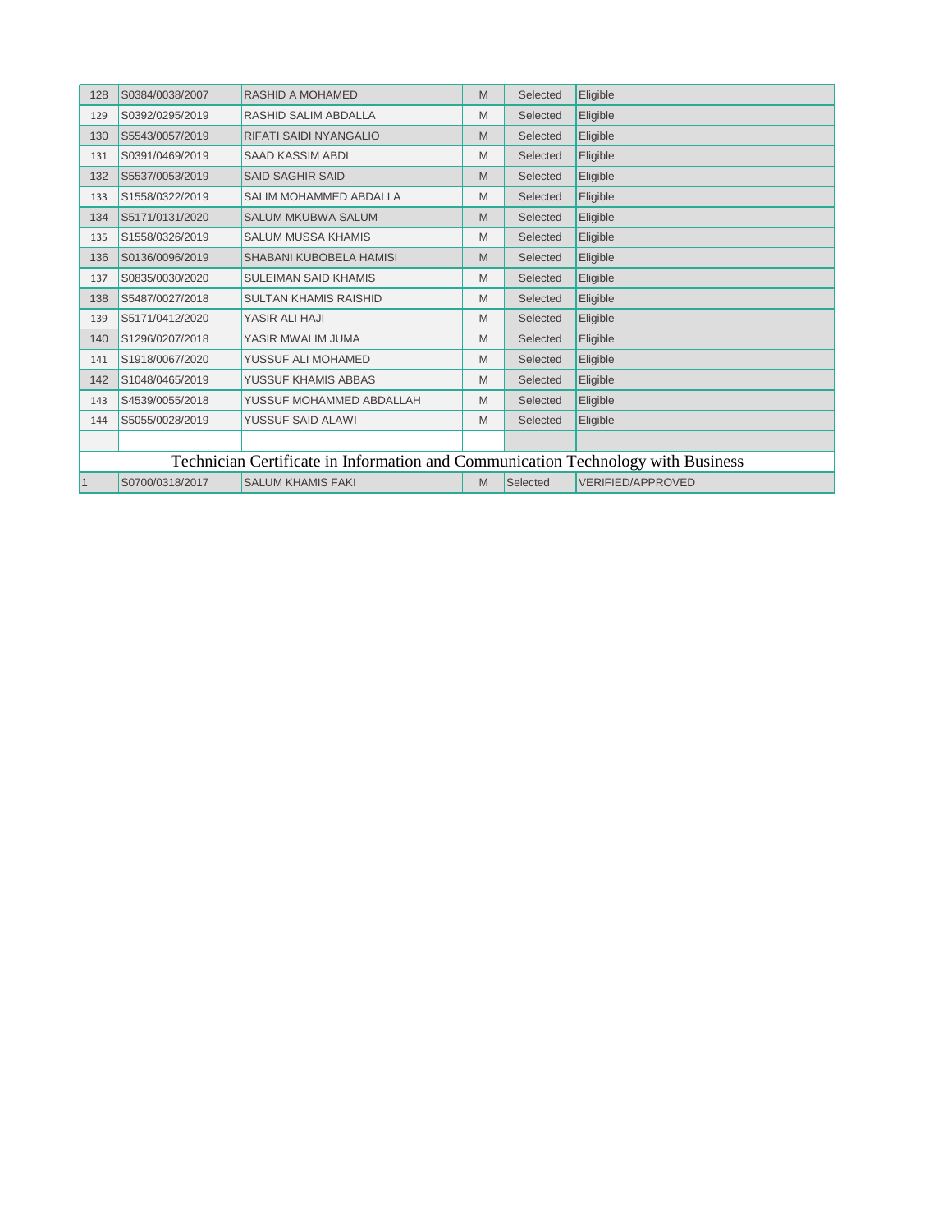| | | | | | |
|---|---|---|---|---|---|
| 128 | S0384/0038/2007 | RASHID A MOHAMED | M | Selected | Eligible |
| 129 | S0392/0295/2019 | RASHID SALIM ABDALLA | M | Selected | Eligible |
| 130 | S5543/0057/2019 | RIFATI SAIDI NYANGALIO | M | Selected | Eligible |
| 131 | S0391/0469/2019 | SAAD KASSIM ABDI | M | Selected | Eligible |
| 132 | S5537/0053/2019 | SAID SAGHIR SAID | M | Selected | Eligible |
| 133 | S1558/0322/2019 | SALIM MOHAMMED ABDALLA | M | Selected | Eligible |
| 134 | S5171/0131/2020 | SALUM MKUBWA SALUM | M | Selected | Eligible |
| 135 | S1558/0326/2019 | SALUM MUSSA KHAMIS | M | Selected | Eligible |
| 136 | S0136/0096/2019 | SHABANI KUBOBELA HAMISI | M | Selected | Eligible |
| 137 | S0835/0030/2020 | SULEIMAN SAID KHAMIS | M | Selected | Eligible |
| 138 | S5487/0027/2018 | SULTAN KHAMIS RAISHID | M | Selected | Eligible |
| 139 | S5171/0412/2020 | YASIR ALI HAJI | M | Selected | Eligible |
| 140 | S1296/0207/2018 | YASIR MWALIM JUMA | M | Selected | Eligible |
| 141 | S1918/0067/2020 | YUSSUF ALI MOHAMED | M | Selected | Eligible |
| 142 | S1048/0465/2019 | YUSSUF KHAMIS ABBAS | M | Selected | Eligible |
| 143 | S4539/0055/2018 | YUSSUF MOHAMMED ABDALLAH | M | Selected | Eligible |
| 144 | S5055/0028/2019 | YUSSUF SAID ALAWI | M | Selected | Eligible |
| | | | | | |
| Technician Certificate in Information and Communication Technology with Business | | | | | |
| 1 | S0700/0318/2017 | SALUM KHAMIS FAKI | M | Selected | VERIFIED/APPROVED |